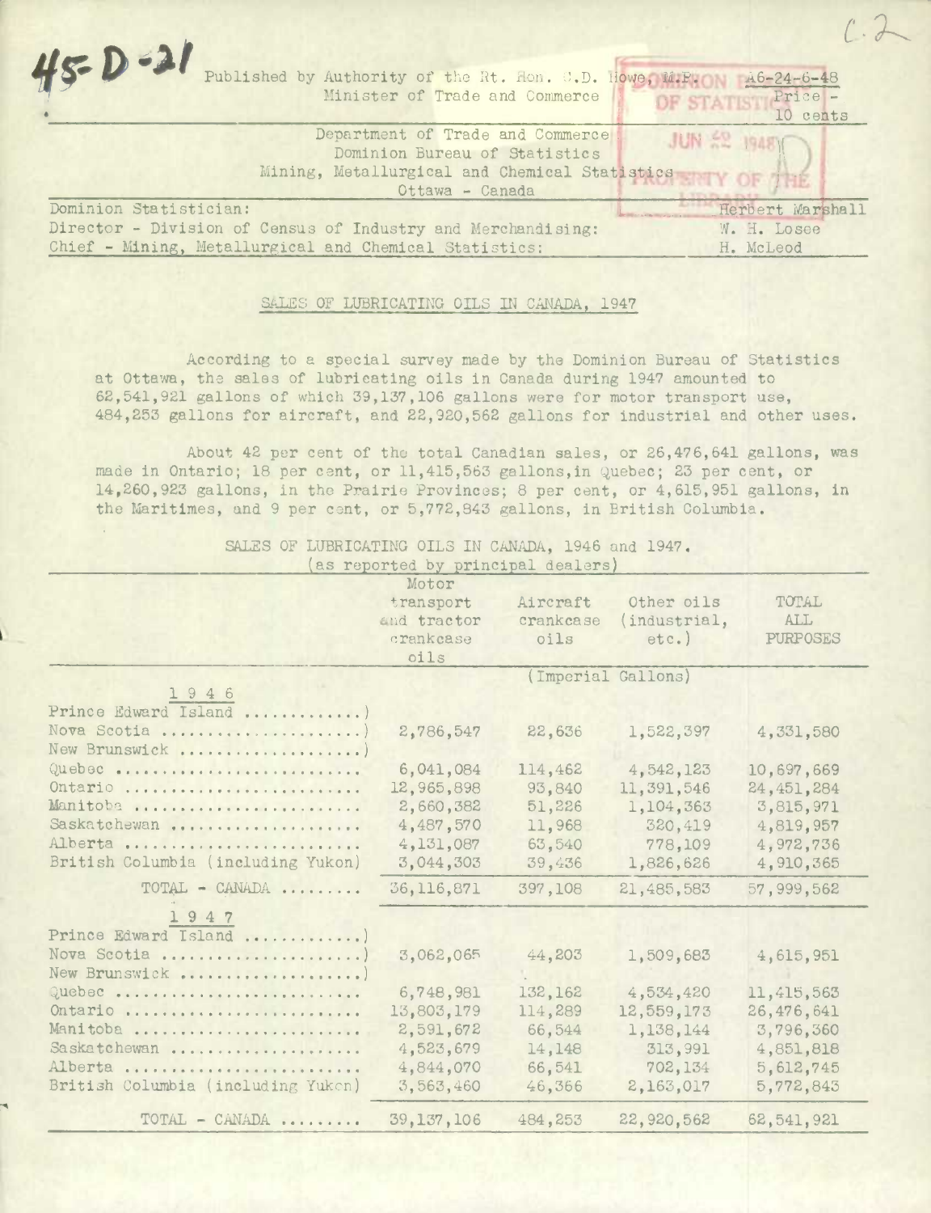45-D-21

Published by Authority of the Rt. Hon. C.D. Howe, M.P. Minister of Trade and Commerce

A6-24-6-48
Price - 10 cents

Department of Trade and Commerce
Dominion Bureau of Statistics
Mining, Metallurgical and Chemical Statistics
Ottawa - Canada

Dominion Statistician: Herbert Marshall
Director - Division of Census of Industry and Merchandising: W. H. Losee
Chief - Mining, Metallurgical and Chemical Statistics: H. McLeod

## SALES OF LUBRICATING OILS IN CANADA, 1947

According to a special survey made by the Dominion Bureau of Statistics at Ottawa, the sales of lubricating oils in Canada during 1947 amounted to 62,541,921 gallons of which 39,137,106 gallons were for motor transport use, 484,253 gallons for aircraft, and 22,920,562 gallons for industrial and other uses.

About 42 per cent of the total Canadian sales, or 26,476,641 gallons, was made in Ontario; 18 per cent, or 11,415,563 gallons, in Quebec; 23 per cent, or 14,260,923 gallons, in the Prairie Provinces; 8 per cent, or 4,615,951 gallons, in the Maritimes, and 9 per cent, or 5,772,843 gallons, in British Columbia.

SALES OF LUBRICATING OILS IN CANADA, 1946 and 1947.
(as reported by principal dealers)

| | Motor transport and tractor crankcase oils | Aircraft crankcase oils | Other oils (industrial, etc.) | TOTAL ALL PURPOSES |
|---|---|---|---|---|
| | (Imperial Gallons) | | | |
| **1946** | | | | |
| Prince Edward Island, Nova Scotia, New Brunswick | 2,786,547 | 22,636 | 1,522,397 | 4,331,580 |
| Quebec | 6,041,084 | 114,462 | 4,542,123 | 10,697,669 |
| Ontario | 12,965,898 | 93,840 | 11,391,546 | 24,451,284 |
| Manitoba | 2,660,382 | 51,226 | 1,104,363 | 3,815,971 |
| Saskatchewan | 4,487,570 | 11,968 | 320,419 | 4,819,957 |
| Alberta | 4,131,087 | 63,540 | 778,109 | 4,972,736 |
| British Columbia (including Yukon) | 3,044,303 | 39,436 | 1,826,626 | 4,910,365 |
| TOTAL - CANADA | 36,116,871 | 397,108 | 21,485,583 | 57,999,562 |
| **1947** | | | | |
| Prince Edward Island, Nova Scotia, New Brunswick | 3,062,065 | 44,203 | 1,509,683 | 4,615,951 |
| Quebec | 6,748,981 | 132,162 | 4,534,420 | 11,415,563 |
| Ontario | 13,803,179 | 114,289 | 12,559,173 | 26,476,641 |
| Manitoba | 2,591,672 | 66,544 | 1,138,144 | 3,796,360 |
| Saskatchewan | 4,523,679 | 14,148 | 313,991 | 4,851,818 |
| Alberta | 4,844,070 | 66,541 | 702,134 | 5,612,745 |
| British Columbia (including Yukon) | 3,563,460 | 46,366 | 2,163,017 | 5,772,843 |
| TOTAL - CANADA | 39,137,106 | 484,253 | 22,920,562 | 62,541,921 |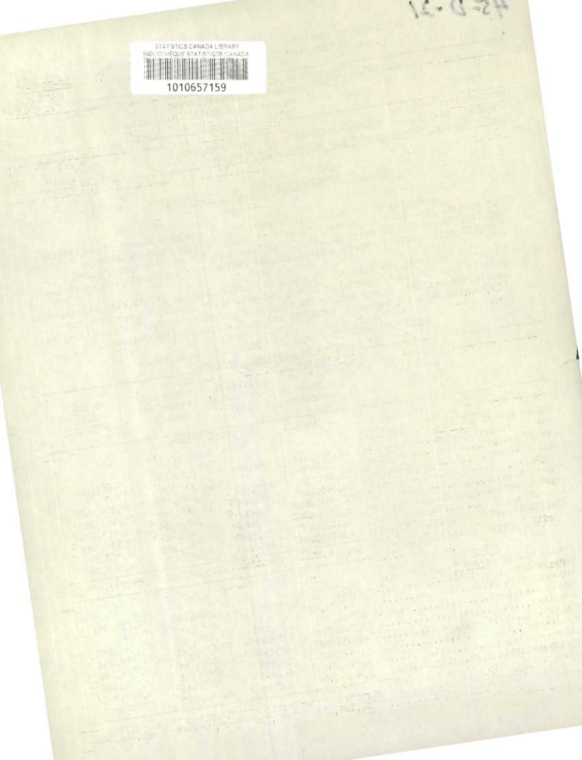STATISTICS CANADA LIBRARY
BIBLIOTHÈQUE STATISTIQUE CANADA

1010657159